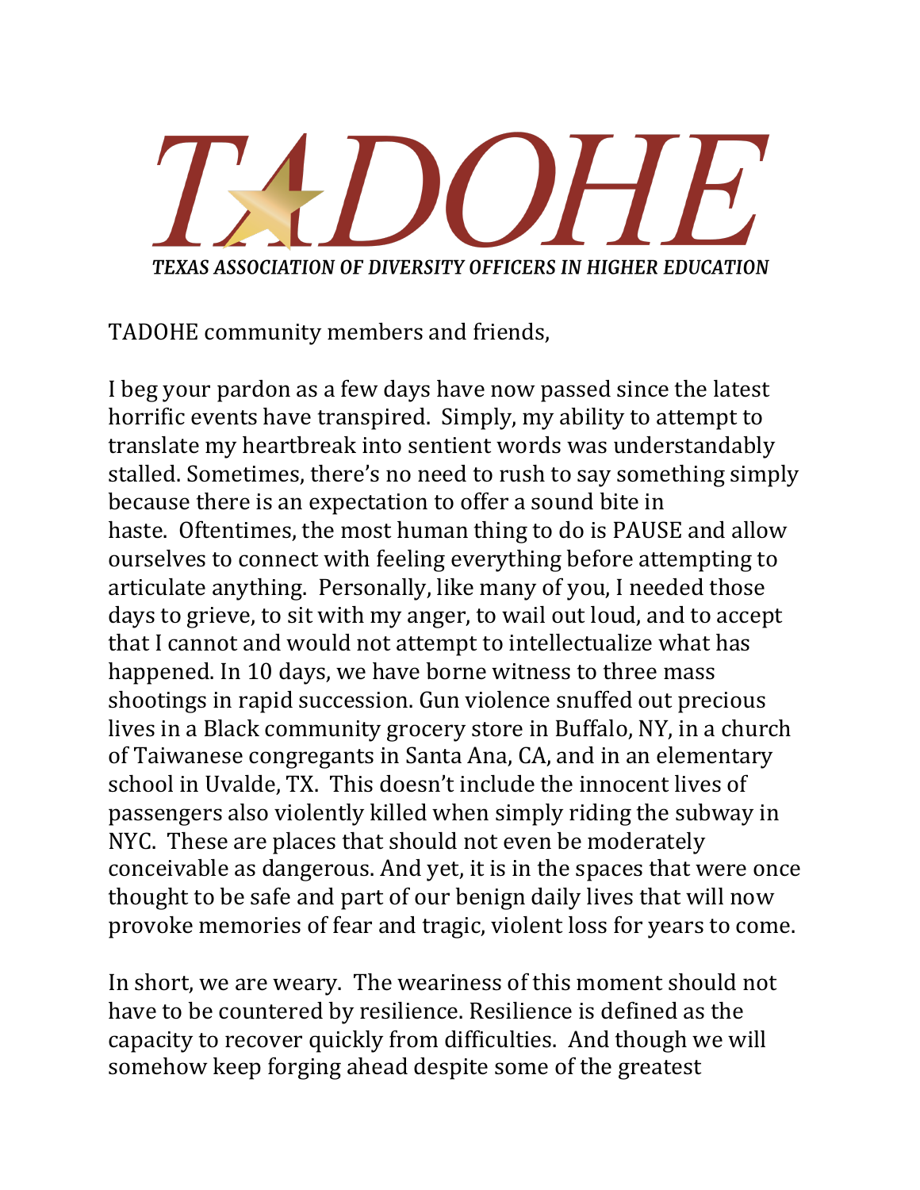# TADOHE

***TEXAS ASSOCIATION OF DIVERSITY OFFICERS IN HIGHER EDUCATION***

TADOHE community members and friends,

I beg your pardon as a few days have now passed since the latest horrific events have transpired. Simply, my ability to attempt to translate my heartbreak into sentient words was understandably stalled. Sometimes, there's no need to rush to say something simply because there is an expectation to offer a sound bite in haste. Oftentimes, the most human thing to do is PAUSE and allow ourselves to connect with feeling everything before attempting to articulate anything. Personally, like many of you, I needed those days to grieve, to sit with my anger, to wail out loud, and to accept that I cannot and would not attempt to intellectualize what has happened. In 10 days, we have borne witness to three mass shootings in rapid succession. Gun violence snuffed out precious lives in a Black community grocery store in Buffalo, NY, in a church of Taiwanese congregants in Santa Ana, CA, and in an elementary school in Uvalde, TX. This doesn't include the innocent lives of passengers also violently killed when simply riding the subway in NYC. These are places that should not even be moderately conceivable as dangerous. And yet, it is in the spaces that were once thought to be safe and part of our benign daily lives that will now provoke memories of fear and tragic, violent loss for years to come.

In short, we are weary. The weariness of this moment should not have to be countered by resilience. Resilience is defined as the capacity to recover quickly from difficulties. And though we will somehow keep forging ahead despite some of the greatest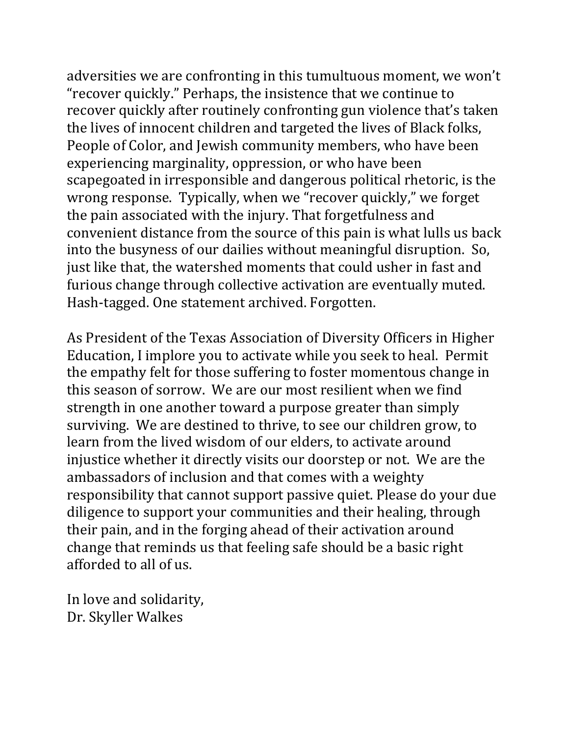adversities we are confronting in this tumultuous moment, we won't "recover quickly." Perhaps, the insistence that we continue to recover quickly after routinely confronting gun violence that's taken the lives of innocent children and targeted the lives of Black folks, People of Color, and Jewish community members, who have been experiencing marginality, oppression, or who have been scapegoated in irresponsible and dangerous political rhetoric, is the wrong response. Typically, when we "recover quickly," we forget the pain associated with the injury. That forgetfulness and convenient distance from the source of this pain is what lulls us back into the busyness of our dailies without meaningful disruption. So, just like that, the watershed moments that could usher in fast and furious change through collective activation are eventually muted. Hash-tagged. One statement archived. Forgotten.

As President of the Texas Association of Diversity Officers in Higher Education, I implore you to activate while you seek to heal. Permit the empathy felt for those suffering to foster momentous change in this season of sorrow. We are our most resilient when we find strength in one another toward a purpose greater than simply surviving. We are destined to thrive, to see our children grow, to learn from the lived wisdom of our elders, to activate around injustice whether it directly visits our doorstep or not. We are the ambassadors of inclusion and that comes with a weighty responsibility that cannot support passive quiet. Please do your due diligence to support your communities and their healing, through their pain, and in the forging ahead of their activation around change that reminds us that feeling safe should be a basic right afforded to all of us.

In love and solidarity,
Dr. Skyller Walkes